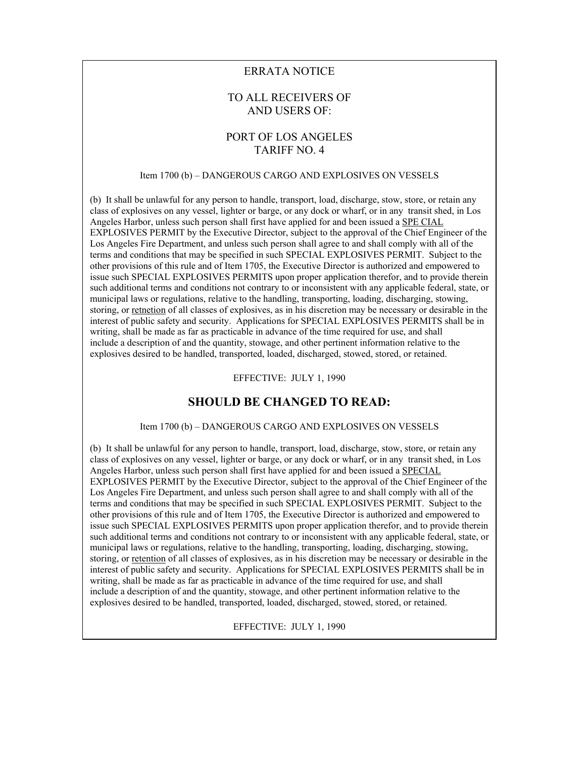ERRATA NOTICE

TO ALL RECEIVERS OF
AND USERS OF:

PORT OF LOS ANGELES
TARIFF NO. 4

Item 1700 (b) – DANGEROUS CARGO AND EXPLOSIVES ON VESSELS

(b) It shall be unlawful for any person to handle, transport, load, discharge, stow, store, or retain any class of explosives on any vessel, lighter or barge, or any dock or wharf, or in any transit shed, in Los Angeles Harbor, unless such person shall first have applied for and been issued a <u>SPE CIAL</u> EXPLOSIVES PERMIT by the Executive Director, subject to the approval of the Chief Engineer of the Los Angeles Fire Department, and unless such person shall agree to and shall comply with all of the terms and conditions that may be specified in such SPECIAL EXPLOSIVES PERMIT. Subject to the other provisions of this rule and of Item 1705, the Executive Director is authorized and empowered to issue such SPECIAL EXPLOSIVES PERMITS upon proper application therefor, and to provide therein such additional terms and conditions not contrary to or inconsistent with any applicable federal, state, or municipal laws or regulations, relative to the handling, transporting, loading, discharging, stowing, storing, or <u>retnetion</u> of all classes of explosives, as in his discretion may be necessary or desirable in the interest of public safety and security. Applications for SPECIAL EXPLOSIVES PERMITS shall be in writing, shall be made as far as practicable in advance of the time required for use, and shall include a description of and the quantity, stowage, and other pertinent information relative to the explosives desired to be handled, transported, loaded, discharged, stowed, stored, or retained.

EFFECTIVE: JULY 1, 1990

## SHOULD BE CHANGED TO READ:

Item 1700 (b) – DANGEROUS CARGO AND EXPLOSIVES ON VESSELS

(b) It shall be unlawful for any person to handle, transport, load, discharge, stow, store, or retain any class of explosives on any vessel, lighter or barge, or any dock or wharf, or in any transit shed, in Los Angeles Harbor, unless such person shall first have applied for and been issued a <u>SPECIAL</u> EXPLOSIVES PERMIT by the Executive Director, subject to the approval of the Chief Engineer of the Los Angeles Fire Department, and unless such person shall agree to and shall comply with all of the terms and conditions that may be specified in such SPECIAL EXPLOSIVES PERMIT. Subject to the other provisions of this rule and of Item 1705, the Executive Director is authorized and empowered to issue such SPECIAL EXPLOSIVES PERMITS upon proper application therefor, and to provide therein such additional terms and conditions not contrary to or inconsistent with any applicable federal, state, or municipal laws or regulations, relative to the handling, transporting, loading, discharging, stowing, storing, or <u>retention</u> of all classes of explosives, as in his discretion may be necessary or desirable in the interest of public safety and security. Applications for SPECIAL EXPLOSIVES PERMITS shall be in writing, shall be made as far as practicable in advance of the time required for use, and shall include a description of and the quantity, stowage, and other pertinent information relative to the explosives desired to be handled, transported, loaded, discharged, stowed, stored, or retained.

EFFECTIVE: JULY 1, 1990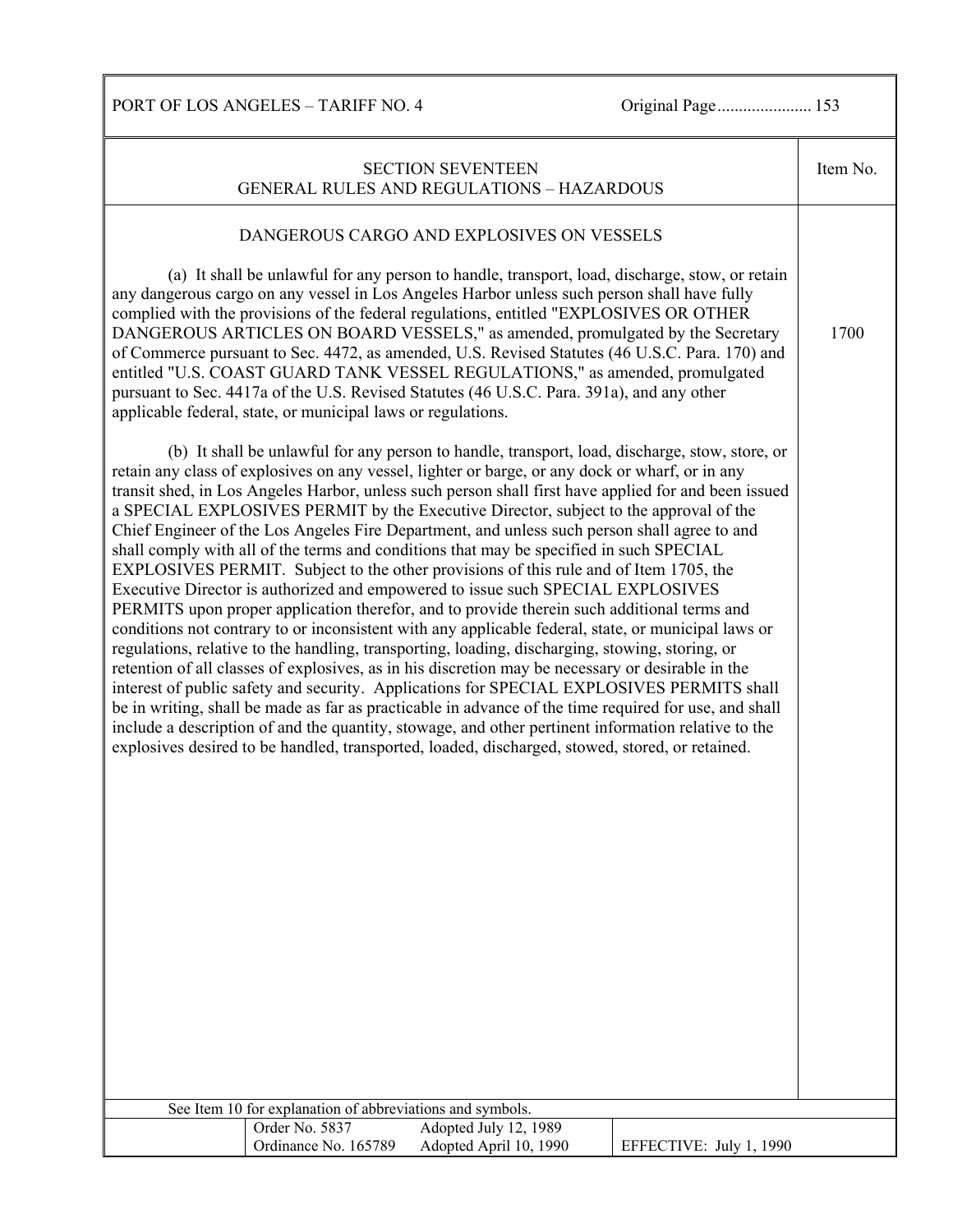## SECTION SEVENTEEN
## GENERAL RULES AND REGULATIONS – HAZARDOUS

Item No. 1700

### DANGEROUS CARGO AND EXPLOSIVES ON VESSELS

(a) It shall be unlawful for any person to handle, transport, load, discharge, stow, or retain any dangerous cargo on any vessel in Los Angeles Harbor unless such person shall have fully complied with the provisions of the federal regulations, entitled "EXPLOSIVES OR OTHER DANGEROUS ARTICLES ON BOARD VESSELS," as amended, promulgated by the Secretary of Commerce pursuant to Sec. 4472, as amended, U.S. Revised Statutes (46 U.S.C. Para. 170) and entitled "U.S. COAST GUARD TANK VESSEL REGULATIONS," as amended, promulgated pursuant to Sec. 4417a of the U.S. Revised Statutes (46 U.S.C. Para. 391a), and any other applicable federal, state, or municipal laws or regulations.

(b) It shall be unlawful for any person to handle, transport, load, discharge, stow, store, or retain any class of explosives on any vessel, lighter or barge, or any dock or wharf, or in any transit shed, in Los Angeles Harbor, unless such person shall first have applied for and been issued a SPECIAL EXPLOSIVES PERMIT by the Executive Director, subject to the approval of the Chief Engineer of the Los Angeles Fire Department, and unless such person shall agree to and shall comply with all of the terms and conditions that may be specified in such SPECIAL EXPLOSIVES PERMIT. Subject to the other provisions of this rule and of Item 1705, the Executive Director is authorized and empowered to issue such SPECIAL EXPLOSIVES PERMITS upon proper application therefor, and to provide therein such additional terms and conditions not contrary to or inconsistent with any applicable federal, state, or municipal laws or regulations, relative to the handling, transporting, loading, discharging, stowing, storing, or retention of all classes of explosives, as in his discretion may be necessary or desirable in the interest of public safety and security. Applications for SPECIAL EXPLOSIVES PERMITS shall be in writing, shall be made as far as practicable in advance of the time required for use, and shall include a description of and the quantity, stowage, and other pertinent information relative to the explosives desired to be handled, transported, loaded, discharged, stowed, stored, or retained.

See Item 10 for explanation of abbreviations and symbols.

| Order No. 5837 | Adopted July 12, 1989 | |
|---|---|---|
| Ordinance No. 165789 | Adopted April 10, 1990 | EFFECTIVE: July 1, 1990 |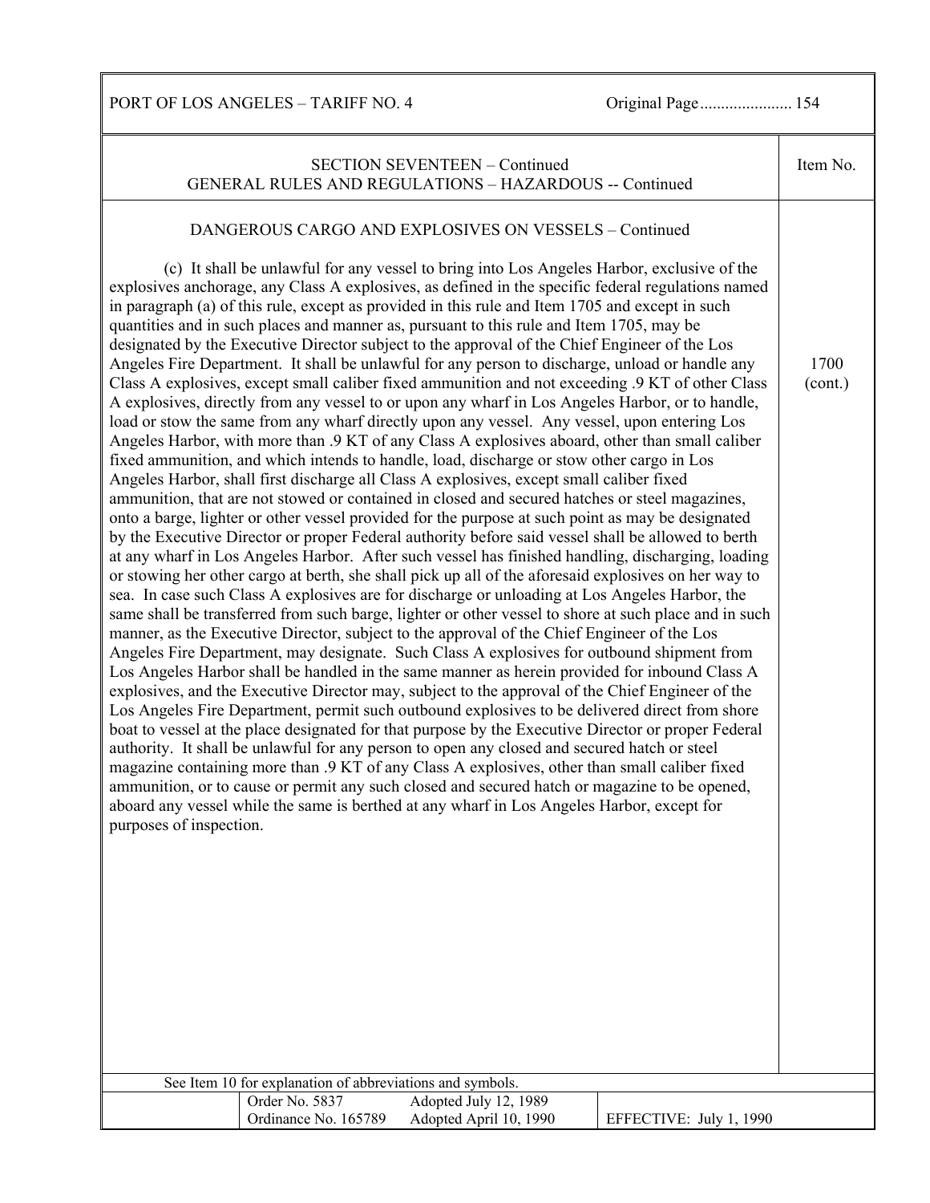## SECTION SEVENTEEN – Continued
## GENERAL RULES AND REGULATIONS – HAZARDOUS -- Continued

Item No. 1700 (cont.)

### DANGEROUS CARGO AND EXPLOSIVES ON VESSELS – Continued

(c) It shall be unlawful for any vessel to bring into Los Angeles Harbor, exclusive of the explosives anchorage, any Class A explosives, as defined in the specific federal regulations named in paragraph (a) of this rule, except as provided in this rule and Item 1705 and except in such quantities and in such places and manner as, pursuant to this rule and Item 1705, may be designated by the Executive Director subject to the approval of the Chief Engineer of the Los Angeles Fire Department. It shall be unlawful for any person to discharge, unload or handle any Class A explosives, except small caliber fixed ammunition and not exceeding .9 KT of other Class A explosives, directly from any vessel to or upon any wharf in Los Angeles Harbor, or to handle, load or stow the same from any wharf directly upon any vessel. Any vessel, upon entering Los Angeles Harbor, with more than .9 KT of any Class A explosives aboard, other than small caliber fixed ammunition, and which intends to handle, load, discharge or stow other cargo in Los Angeles Harbor, shall first discharge all Class A explosives, except small caliber fixed ammunition, that are not stowed or contained in closed and secured hatches or steel magazines, onto a barge, lighter or other vessel provided for the purpose at such point as may be designated by the Executive Director or proper Federal authority before said vessel shall be allowed to berth at any wharf in Los Angeles Harbor. After such vessel has finished handling, discharging, loading or stowing her other cargo at berth, she shall pick up all of the aforesaid explosives on her way to sea. In case such Class A explosives are for discharge or unloading at Los Angeles Harbor, the same shall be transferred from such barge, lighter or other vessel to shore at such place and in such manner, as the Executive Director, subject to the approval of the Chief Engineer of the Los Angeles Fire Department, may designate. Such Class A explosives for outbound shipment from Los Angeles Harbor shall be handled in the same manner as herein provided for inbound Class A explosives, and the Executive Director may, subject to the approval of the Chief Engineer of the Los Angeles Fire Department, permit such outbound explosives to be delivered direct from shore boat to vessel at the place designated for that purpose by the Executive Director or proper Federal authority. It shall be unlawful for any person to open any closed and secured hatch or steel magazine containing more than .9 KT of any Class A explosives, other than small caliber fixed ammunition, or to cause or permit any such closed and secured hatch or magazine to be opened, aboard any vessel while the same is berthed at any wharf in Los Angeles Harbor, except for purposes of inspection.

See Item 10 for explanation of abbreviations and symbols.

| Order No. 5837 | Adopted July 12, 1989 | |
|---|---|---|
| Ordinance No. 165789 | Adopted April 10, 1990 | EFFECTIVE: July 1, 1990 |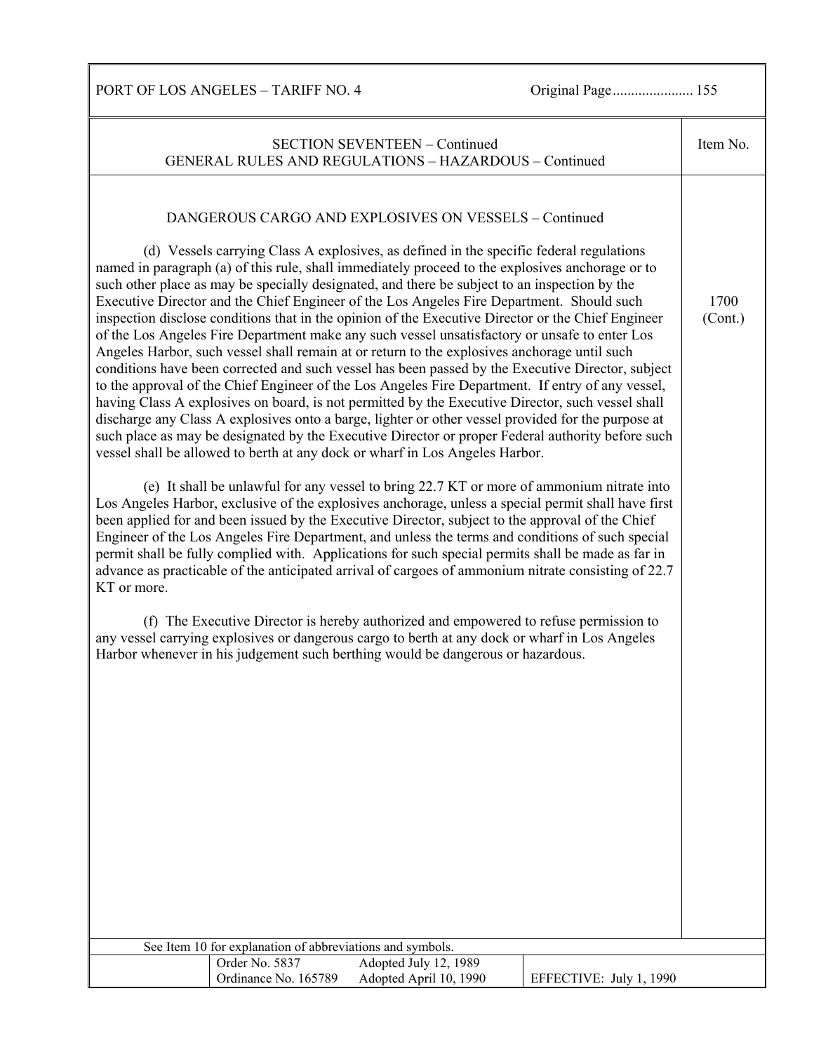## SECTION SEVENTEEN – Continued
## GENERAL RULES AND REGULATIONS – HAZARDOUS – Continued

Item No. 1700 (Cont.)

### DANGEROUS CARGO AND EXPLOSIVES ON VESSELS – Continued

(d) Vessels carrying Class A explosives, as defined in the specific federal regulations named in paragraph (a) of this rule, shall immediately proceed to the explosives anchorage or to such other place as may be specially designated, and there be subject to an inspection by the Executive Director and the Chief Engineer of the Los Angeles Fire Department. Should such inspection disclose conditions that in the opinion of the Executive Director or the Chief Engineer of the Los Angeles Fire Department make any such vessel unsatisfactory or unsafe to enter Los Angeles Harbor, such vessel shall remain at or return to the explosives anchorage until such conditions have been corrected and such vessel has been passed by the Executive Director, subject to the approval of the Chief Engineer of the Los Angeles Fire Department. If entry of any vessel, having Class A explosives on board, is not permitted by the Executive Director, such vessel shall discharge any Class A explosives onto a barge, lighter or other vessel provided for the purpose at such place as may be designated by the Executive Director or proper Federal authority before such vessel shall be allowed to berth at any dock or wharf in Los Angeles Harbor.

(e) It shall be unlawful for any vessel to bring 22.7 KT or more of ammonium nitrate into Los Angeles Harbor, exclusive of the explosives anchorage, unless a special permit shall have first been applied for and been issued by the Executive Director, subject to the approval of the Chief Engineer of the Los Angeles Fire Department, and unless the terms and conditions of such special permit shall be fully complied with. Applications for such special permits shall be made as far in advance as practicable of the anticipated arrival of cargoes of ammonium nitrate consisting of 22.7 KT or more.

(f) The Executive Director is hereby authorized and empowered to refuse permission to any vessel carrying explosives or dangerous cargo to berth at any dock or wharf in Los Angeles Harbor whenever in his judgement such berthing would be dangerous or hazardous.

See Item 10 for explanation of abbreviations and symbols.

| Order No. 5837 | Adopted July 12, 1989 | |
|---|---|---|
| Ordinance No. 165789 | Adopted April 10, 1990 | EFFECTIVE: July 1, 1990 |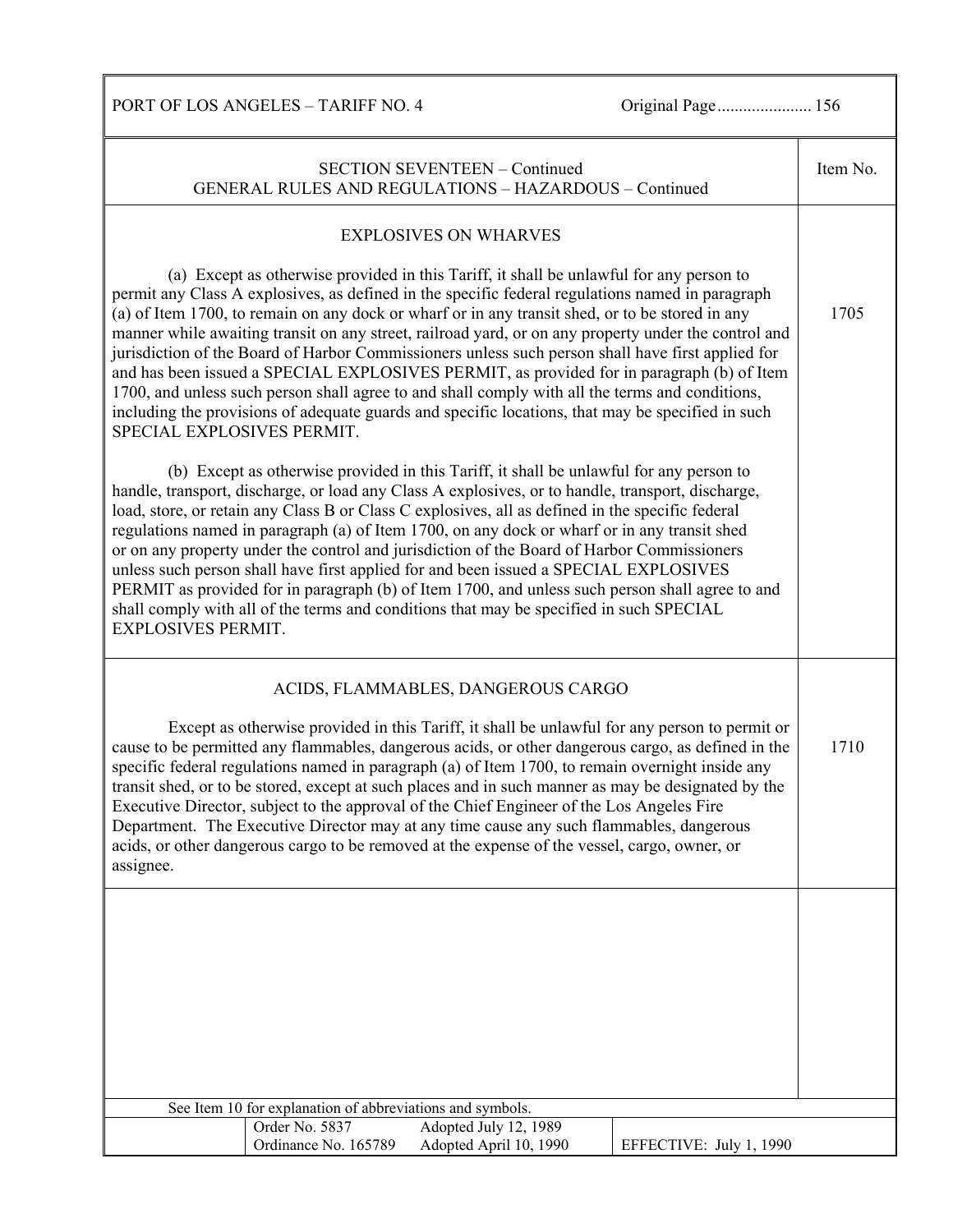SECTION SEVENTEEN – Continued
GENERAL RULES AND REGULATIONS – HAZARDOUS – Continued

## EXPLOSIVES ON WHARVES

**Item No. 1705**

(a) Except as otherwise provided in this Tariff, it shall be unlawful for any person to permit any Class A explosives, as defined in the specific federal regulations named in paragraph (a) of Item 1700, to remain on any dock or wharf or in any transit shed, or to be stored in any manner while awaiting transit on any street, railroad yard, or on any property under the control and jurisdiction of the Board of Harbor Commissioners unless such person shall have first applied for and has been issued a SPECIAL EXPLOSIVES PERMIT, as provided for in paragraph (b) of Item 1700, and unless such person shall agree to and shall comply with all the terms and conditions, including the provisions of adequate guards and specific locations, that may be specified in such SPECIAL EXPLOSIVES PERMIT.

(b) Except as otherwise provided in this Tariff, it shall be unlawful for any person to handle, transport, discharge, or load any Class A explosives, or to handle, transport, discharge, load, store, or retain any Class B or Class C explosives, all as defined in the specific federal regulations named in paragraph (a) of Item 1700, on any dock or wharf or in any transit shed or on any property under the control and jurisdiction of the Board of Harbor Commissioners unless such person shall have first applied for and been issued a SPECIAL EXPLOSIVES PERMIT as provided for in paragraph (b) of Item 1700, and unless such person shall agree to and shall comply with all of the terms and conditions that may be specified in such SPECIAL EXPLOSIVES PERMIT.

## ACIDS, FLAMMABLES, DANGEROUS CARGO

**Item No. 1710**

Except as otherwise provided in this Tariff, it shall be unlawful for any person to permit or cause to be permitted any flammables, dangerous acids, or other dangerous cargo, as defined in the specific federal regulations named in paragraph (a) of Item 1700, to remain overnight inside any transit shed, or to be stored, except at such places and in such manner as may be designated by the Executive Director, subject to the approval of the Chief Engineer of the Los Angeles Fire Department. The Executive Director may at any time cause any such flammables, dangerous acids, or other dangerous cargo to be removed at the expense of the vessel, cargo, owner, or assignee.

See Item 10 for explanation of abbreviations and symbols.

| Order No. 5837 | Adopted July 12, 1989 | |
|---|---|---|
| Ordinance No. 165789 | Adopted April 10, 1990 | EFFECTIVE: July 1, 1990 |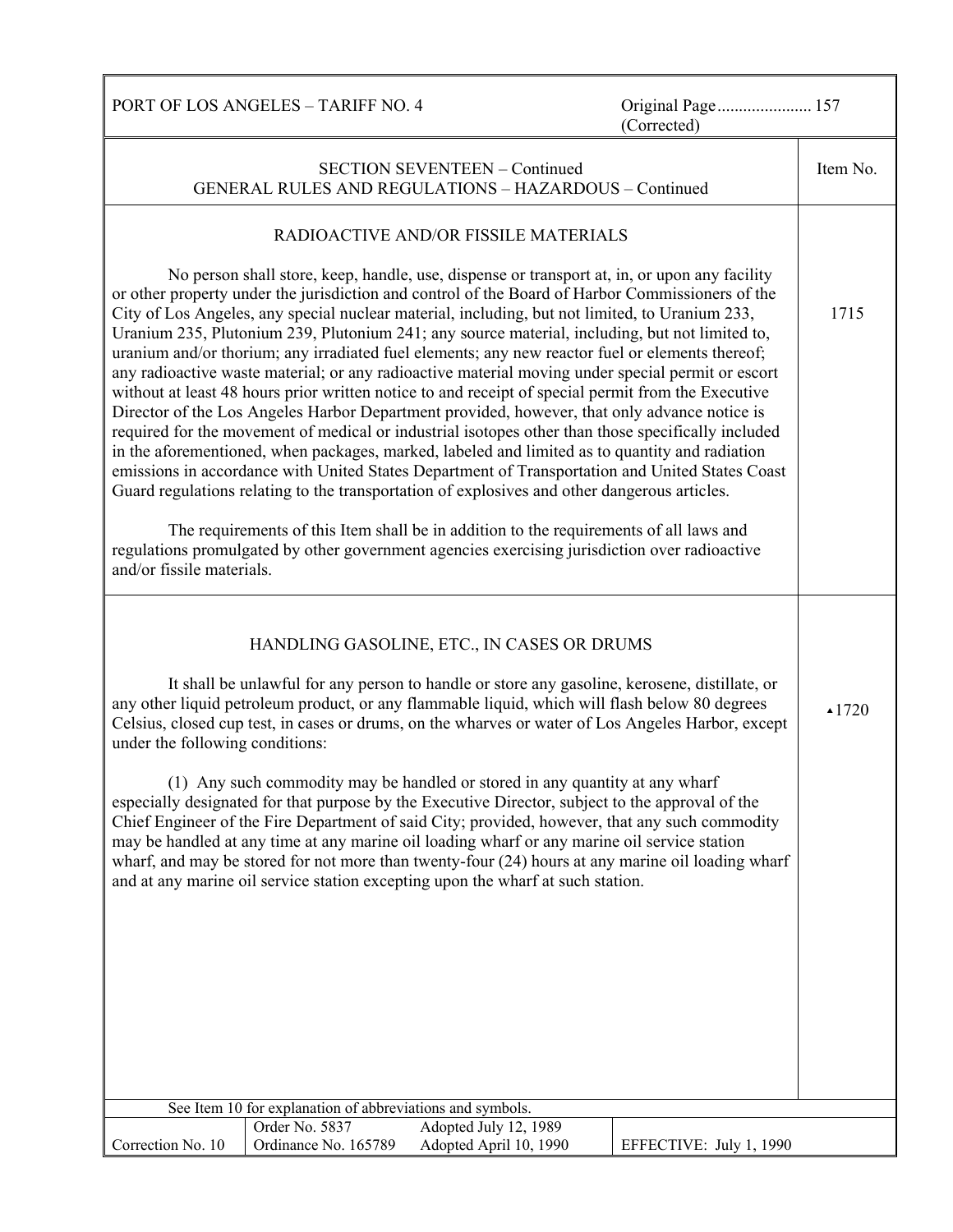SECTION SEVENTEEN – Continued
GENERAL RULES AND REGULATIONS – HAZARDOUS – Continued

| | Item No. |
|---|---|
| **RADIOACTIVE AND/OR FISSILE MATERIALS**<br><br>No person shall store, keep, handle, use, dispense or transport at, in, or upon any facility or other property under the jurisdiction and control of the Board of Harbor Commissioners of the City of Los Angeles, any special nuclear material, including, but not limited, to Uranium 233, Uranium 235, Plutonium 239, Plutonium 241; any source material, including, but not limited to, uranium and/or thorium; any irradiated fuel elements; any new reactor fuel or elements thereof; any radioactive waste material; or any radioactive material moving under special permit or escort without at least 48 hours prior written notice to and receipt of special permit from the Executive Director of the Los Angeles Harbor Department provided, however, that only advance notice is required for the movement of medical or industrial isotopes other than those specifically included in the aforementioned, when packages, marked, labeled and limited as to quantity and radiation emissions in accordance with United States Department of Transportation and United States Coast Guard regulations relating to the transportation of explosives and other dangerous articles.<br><br>The requirements of this Item shall be in addition to the requirements of all laws and regulations promulgated by other government agencies exercising jurisdiction over radioactive and/or fissile materials. | 1715 |
| **HANDLING GASOLINE, ETC., IN CASES OR DRUMS**<br><br>It shall be unlawful for any person to handle or store any gasoline, kerosene, distillate, or any other liquid petroleum product, or any flammable liquid, which will flash below 80 degrees Celsius, closed cup test, in cases or drums, on the wharves or water of Los Angeles Harbor, except under the following conditions:<br><br>(1) Any such commodity may be handled or stored in any quantity at any wharf especially designated for that purpose by the Executive Director, subject to the approval of the Chief Engineer of the Fire Department of said City; provided, however, that any such commodity may be handled at any time at any marine oil loading wharf or any marine oil service station wharf, and may be stored for not more than twenty-four (24) hours at any marine oil loading wharf and at any marine oil service station excepting upon the wharf at such station. | ▲1720 |

See Item 10 for explanation of abbreviations and symbols.

| Correction No. 10 | Order No. 5837<br>Ordinance No. 165789 | Adopted July 12, 1989<br>Adopted April 10, 1990 | EFFECTIVE: July 1, 1990 |
|---|---|---|---|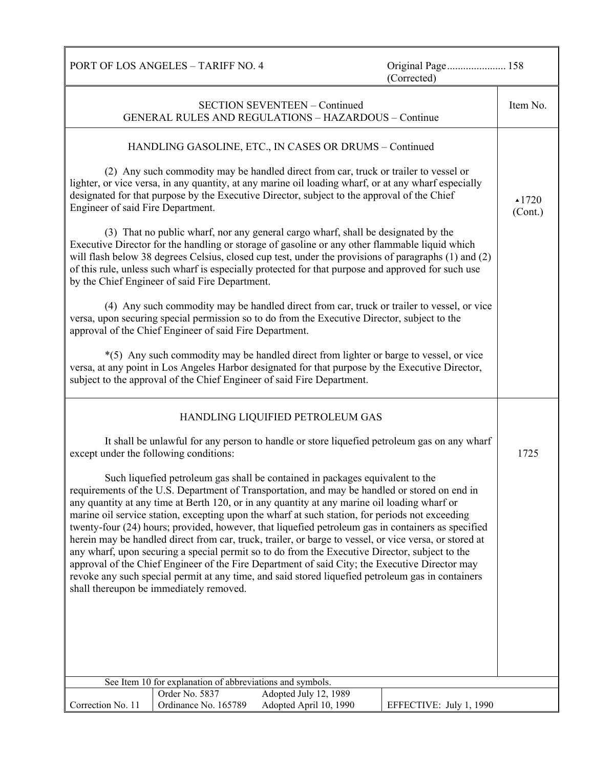SECTION SEVENTEEN – Continued
GENERAL RULES AND REGULATIONS – HAZARDOUS – Continue

Item No.

## HANDLING GASOLINE, ETC., IN CASES OR DRUMS – Continued

▲1720 (Cont.)

(2) Any such commodity may be handled direct from car, truck or trailer to vessel or lighter, or vice versa, in any quantity, at any marine oil loading wharf, or at any wharf especially designated for that purpose by the Executive Director, subject to the approval of the Chief Engineer of said Fire Department.

(3) That no public wharf, nor any general cargo wharf, shall be designated by the Executive Director for the handling or storage of gasoline or any other flammable liquid which will flash below 38 degrees Celsius, closed cup test, under the provisions of paragraphs (1) and (2) of this rule, unless such wharf is especially protected for that purpose and approved for such use by the Chief Engineer of said Fire Department.

(4) Any such commodity may be handled direct from car, truck or trailer to vessel, or vice versa, upon securing special permission so to do from the Executive Director, subject to the approval of the Chief Engineer of said Fire Department.

*(5) Any such commodity may be handled direct from lighter or barge to vessel, or vice versa, at any point in Los Angeles Harbor designated for that purpose by the Executive Director, subject to the approval of the Chief Engineer of said Fire Department.

## HANDLING LIQUIFIED PETROLEUM GAS

1725

It shall be unlawful for any person to handle or store liquefied petroleum gas on any wharf except under the following conditions:

Such liquefied petroleum gas shall be contained in packages equivalent to the requirements of the U.S. Department of Transportation, and may be handled or stored on end in any quantity at any time at Berth 120, or in any quantity at any marine oil loading wharf or marine oil service station, excepting upon the wharf at such station, for periods not exceeding twenty-four (24) hours; provided, however, that liquefied petroleum gas in containers as specified herein may be handled direct from car, truck, trailer, or barge to vessel, or vice versa, or stored at any wharf, upon securing a special permit so to do from the Executive Director, subject to the approval of the Chief Engineer of the Fire Department of said City; the Executive Director may revoke any such special permit at any time, and said stored liquefied petroleum gas in containers shall thereupon be immediately removed.

See Item 10 for explanation of abbreviations and symbols.

| Correction No. 11 | Order No. 5837<br>Ordinance No. 165789 | Adopted July 12, 1989<br>Adopted April 10, 1990 | EFFECTIVE: July 1, 1990 |
|---|---|---|---|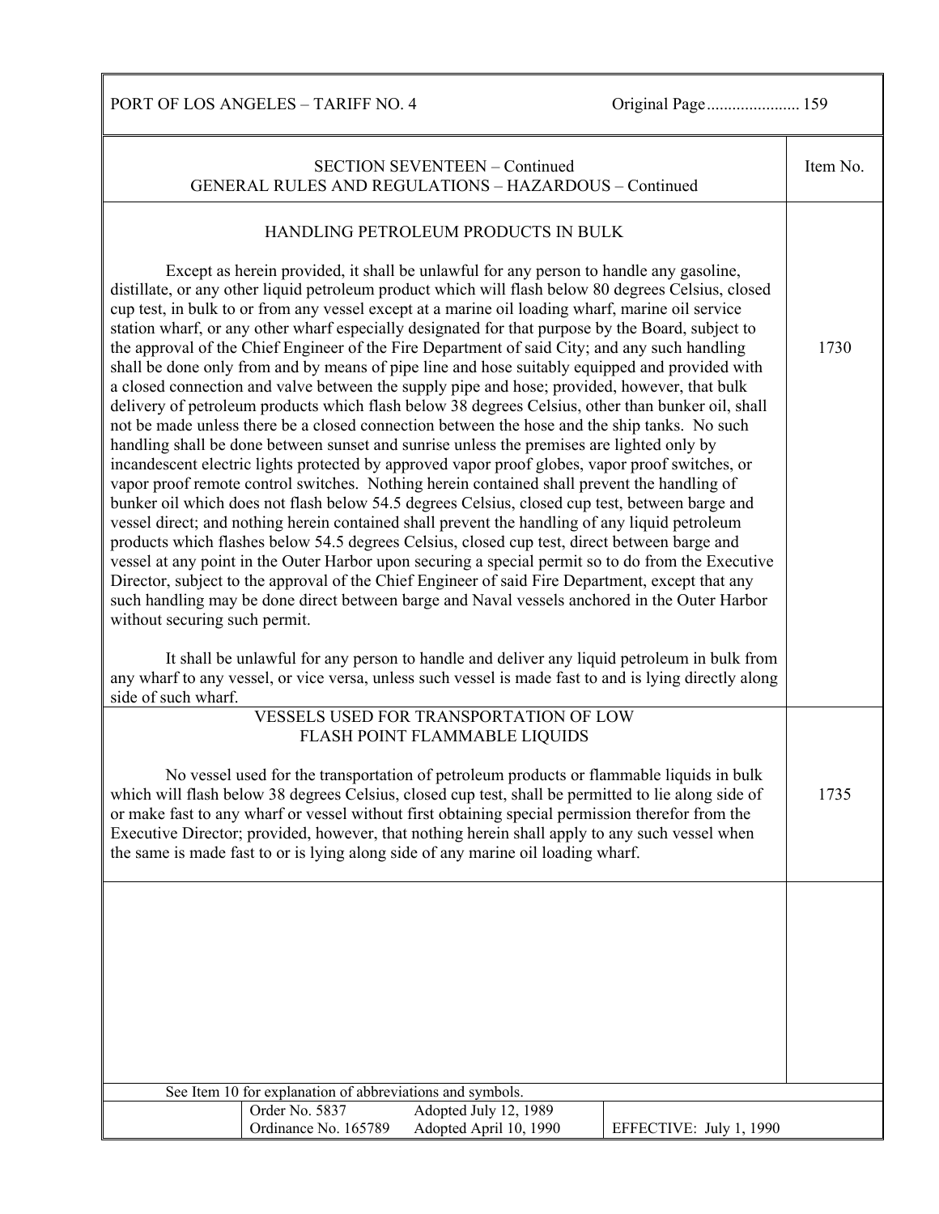## SECTION SEVENTEEN – Continued
## GENERAL RULES AND REGULATIONS – HAZARDOUS – Continued

### HANDLING PETROLEUM PRODUCTS IN BULK

**Item No. 1730**

Except as herein provided, it shall be unlawful for any person to handle any gasoline, distillate, or any other liquid petroleum product which will flash below 80 degrees Celsius, closed cup test, in bulk to or from any vessel except at a marine oil loading wharf, marine oil service station wharf, or any other wharf especially designated for that purpose by the Board, subject to the approval of the Chief Engineer of the Fire Department of said City; and any such handling shall be done only from and by means of pipe line and hose suitably equipped and provided with a closed connection and valve between the supply pipe and hose; provided, however, that bulk delivery of petroleum products which flash below 38 degrees Celsius, other than bunker oil, shall not be made unless there be a closed connection between the hose and the ship tanks. No such handling shall be done between sunset and sunrise unless the premises are lighted only by incandescent electric lights protected by approved vapor proof globes, vapor proof switches, or vapor proof remote control switches. Nothing herein contained shall prevent the handling of bunker oil which does not flash below 54.5 degrees Celsius, closed cup test, between barge and vessel direct; and nothing herein contained shall prevent the handling of any liquid petroleum products which flashes below 54.5 degrees Celsius, closed cup test, direct between barge and vessel at any point in the Outer Harbor upon securing a special permit so to do from the Executive Director, subject to the approval of the Chief Engineer of said Fire Department, except that any such handling may be done direct between barge and Naval vessels anchored in the Outer Harbor without securing such permit.

It shall be unlawful for any person to handle and deliver any liquid petroleum in bulk from any wharf to any vessel, or vice versa, unless such vessel is made fast to and is lying directly along side of such wharf.

### VESSELS USED FOR TRANSPORTATION OF LOW FLASH POINT FLAMMABLE LIQUIDS

**Item No. 1735**

No vessel used for the transportation of petroleum products or flammable liquids in bulk which will flash below 38 degrees Celsius, closed cup test, shall be permitted to lie along side of or make fast to any wharf or vessel without first obtaining special permission therefor from the Executive Director; provided, however, that nothing herein shall apply to any such vessel when the same is made fast to or is lying along side of any marine oil loading wharf.

See Item 10 for explanation of abbreviations and symbols.

| Order No. 5837 | Adopted July 12, 1989 | |
|---|---|---|
| Ordinance No. 165789 | Adopted April 10, 1990 | EFFECTIVE: July 1, 1990 |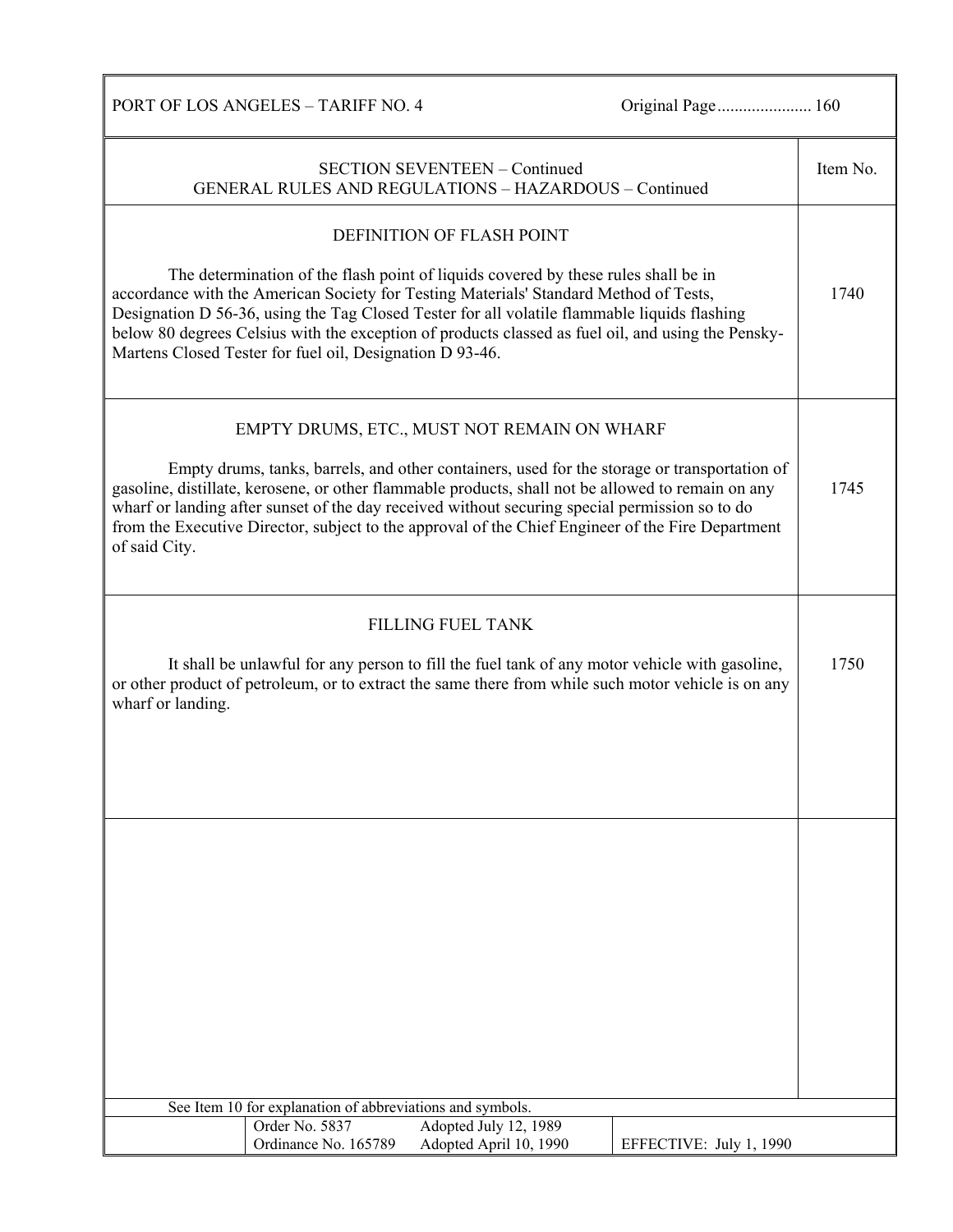## SECTION SEVENTEEN – Continued
## GENERAL RULES AND REGULATIONS – HAZARDOUS – Continued

| | Item No. |
|---|---|
| **DEFINITION OF FLASH POINT**<br><br>The determination of the flash point of liquids covered by these rules shall be in accordance with the American Society for Testing Materials' Standard Method of Tests, Designation D 56-36, using the Tag Closed Tester for all volatile flammable liquids flashing below 80 degrees Celsius with the exception of products classed as fuel oil, and using the Pensky-Martens Closed Tester for fuel oil, Designation D 93-46. | 1740 |
| **EMPTY DRUMS, ETC., MUST NOT REMAIN ON WHARF**<br><br>Empty drums, tanks, barrels, and other containers, used for the storage or transportation of gasoline, distillate, kerosene, or other flammable products, shall not be allowed to remain on any wharf or landing after sunset of the day received without securing special permission so to do from the Executive Director, subject to the approval of the Chief Engineer of the Fire Department of said City. | 1745 |
| **FILLING FUEL TANK**<br><br>It shall be unlawful for any person to fill the fuel tank of any motor vehicle with gasoline, or other product of petroleum, or to extract the same there from while such motor vehicle is on any wharf or landing. | 1750 |

See Item 10 for explanation of abbreviations and symbols.

| Order No. 5837 | Adopted July 12, 1989 | |
|---|---|---|
| Ordinance No. 165789 | Adopted April 10, 1990 | EFFECTIVE: July 1, 1990 |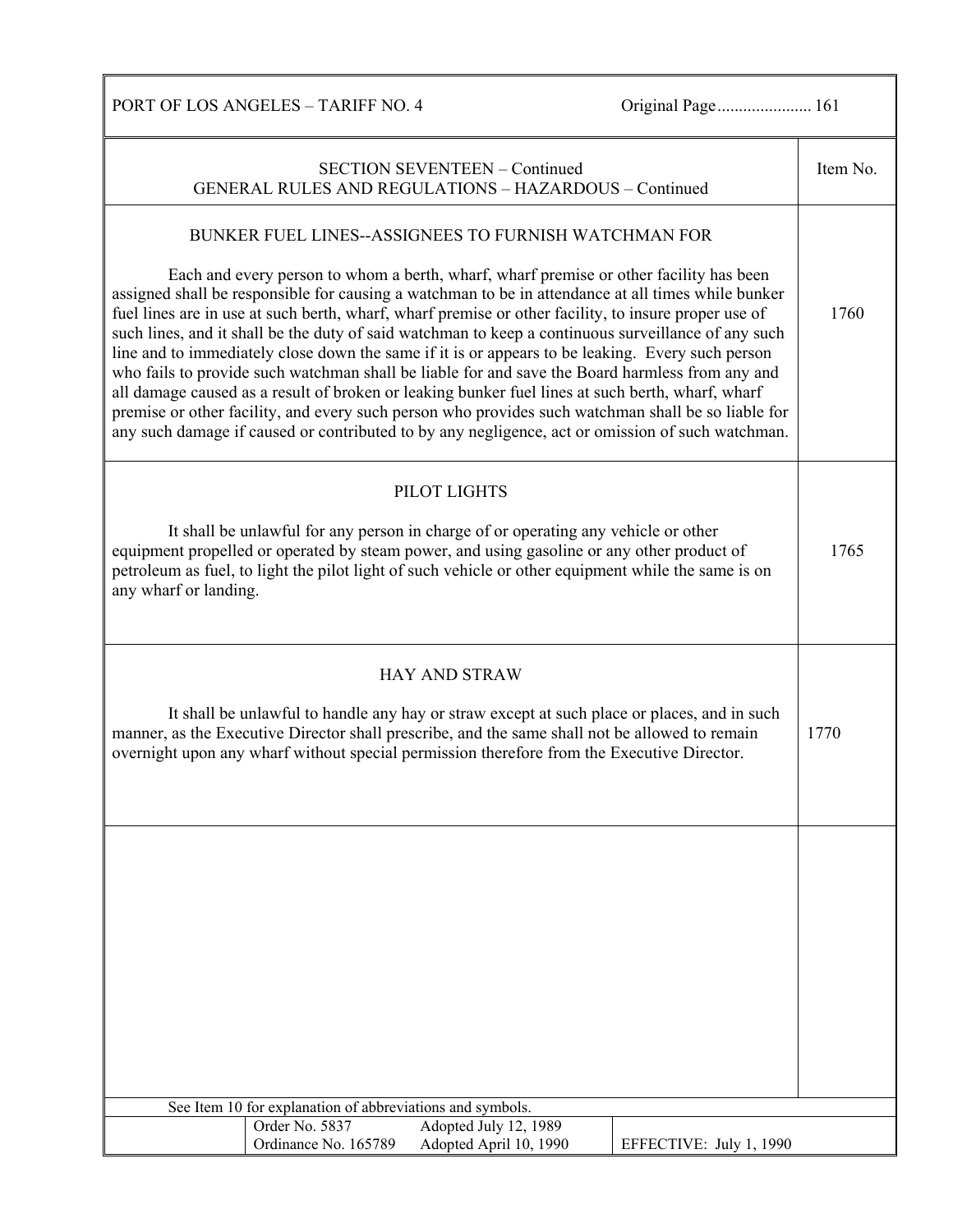## SECTION SEVENTEEN – Continued
## GENERAL RULES AND REGULATIONS – HAZARDOUS – Continued

### BUNKER FUEL LINES--ASSIGNEES TO FURNISH WATCHMAN FOR

**Item No. 1760**

Each and every person to whom a berth, wharf, wharf premise or other facility has been assigned shall be responsible for causing a watchman to be in attendance at all times while bunker fuel lines are in use at such berth, wharf, wharf premise or other facility, to insure proper use of such lines, and it shall be the duty of said watchman to keep a continuous surveillance of any such line and to immediately close down the same if it is or appears to be leaking. Every such person who fails to provide such watchman shall be liable for and save the Board harmless from any and all damage caused as a result of broken or leaking bunker fuel lines at such berth, wharf, wharf premise or other facility, and every such person who provides such watchman shall be so liable for any such damage if caused or contributed to by any negligence, act or omission of such watchman.

### PILOT LIGHTS

**Item No. 1765**

It shall be unlawful for any person in charge of or operating any vehicle or other equipment propelled or operated by steam power, and using gasoline or any other product of petroleum as fuel, to light the pilot light of such vehicle or other equipment while the same is on any wharf or landing.

### HAY AND STRAW

**Item No. 1770**

It shall be unlawful to handle any hay or straw except at such place or places, and in such manner, as the Executive Director shall prescribe, and the same shall not be allowed to remain overnight upon any wharf without special permission therefore from the Executive Director.

See Item 10 for explanation of abbreviations and symbols.

| Order No. 5837 | Adopted July 12, 1989 | |
|---|---|---|
| Ordinance No. 165789 | Adopted April 10, 1990 | EFFECTIVE: July 1, 1990 |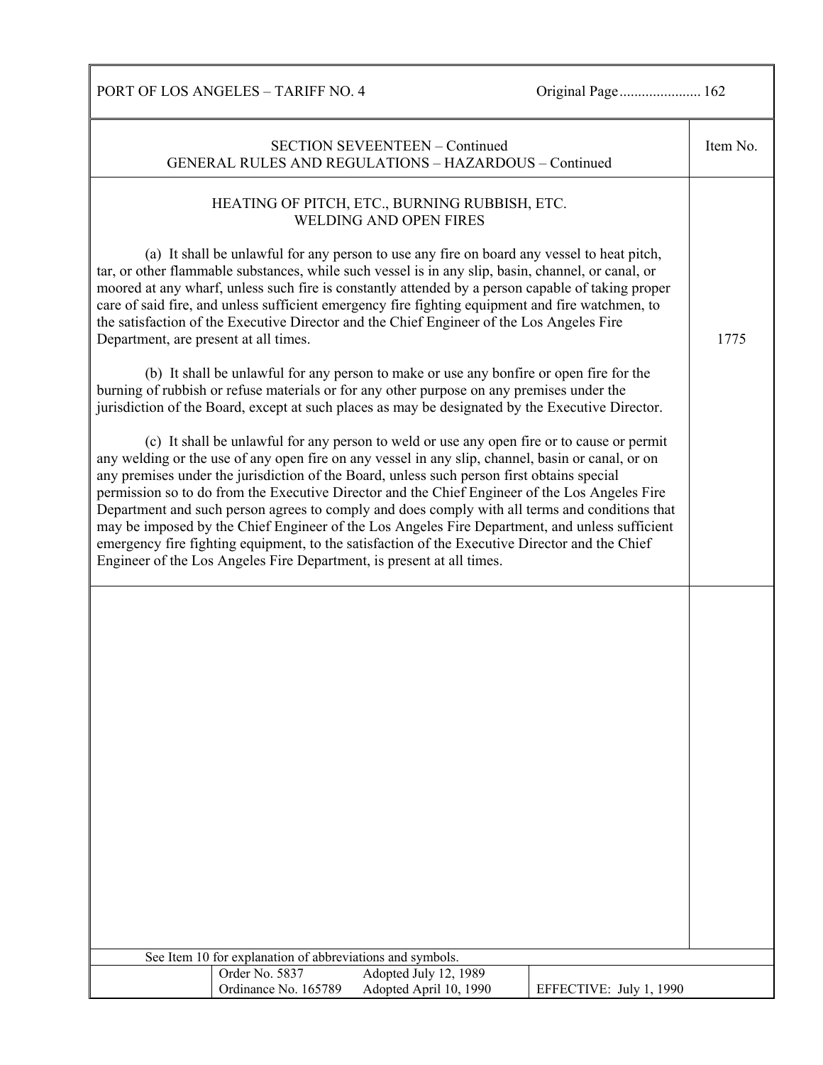SECTION SEVEENTEEN – Continued
GENERAL RULES AND REGULATIONS – HAZARDOUS – Continued

Item No. 1775

## HEATING OF PITCH, ETC., BURNING RUBBISH, ETC. WELDING AND OPEN FIRES

(a) It shall be unlawful for any person to use any fire on board any vessel to heat pitch, tar, or other flammable substances, while such vessel is in any slip, basin, channel, or canal, or moored at any wharf, unless such fire is constantly attended by a person capable of taking proper care of said fire, and unless sufficient emergency fire fighting equipment and fire watchmen, to the satisfaction of the Executive Director and the Chief Engineer of the Los Angeles Fire Department, are present at all times.

(b) It shall be unlawful for any person to make or use any bonfire or open fire for the burning of rubbish or refuse materials or for any other purpose on any premises under the jurisdiction of the Board, except at such places as may be designated by the Executive Director.

(c) It shall be unlawful for any person to weld or use any open fire or to cause or permit any welding or the use of any open fire on any vessel in any slip, channel, basin or canal, or on any premises under the jurisdiction of the Board, unless such person first obtains special permission so to do from the Executive Director and the Chief Engineer of the Los Angeles Fire Department and such person agrees to comply and does comply with all terms and conditions that may be imposed by the Chief Engineer of the Los Angeles Fire Department, and unless sufficient emergency fire fighting equipment, to the satisfaction of the Executive Director and the Chief Engineer of the Los Angeles Fire Department, is present at all times.

See Item 10 for explanation of abbreviations and symbols.

| | | |
|---|---|---|
| Order No. 5837 | Adopted July 12, 1989 | |
| Ordinance No. 165789 | Adopted April 10, 1990 | EFFECTIVE: July 1, 1990 |